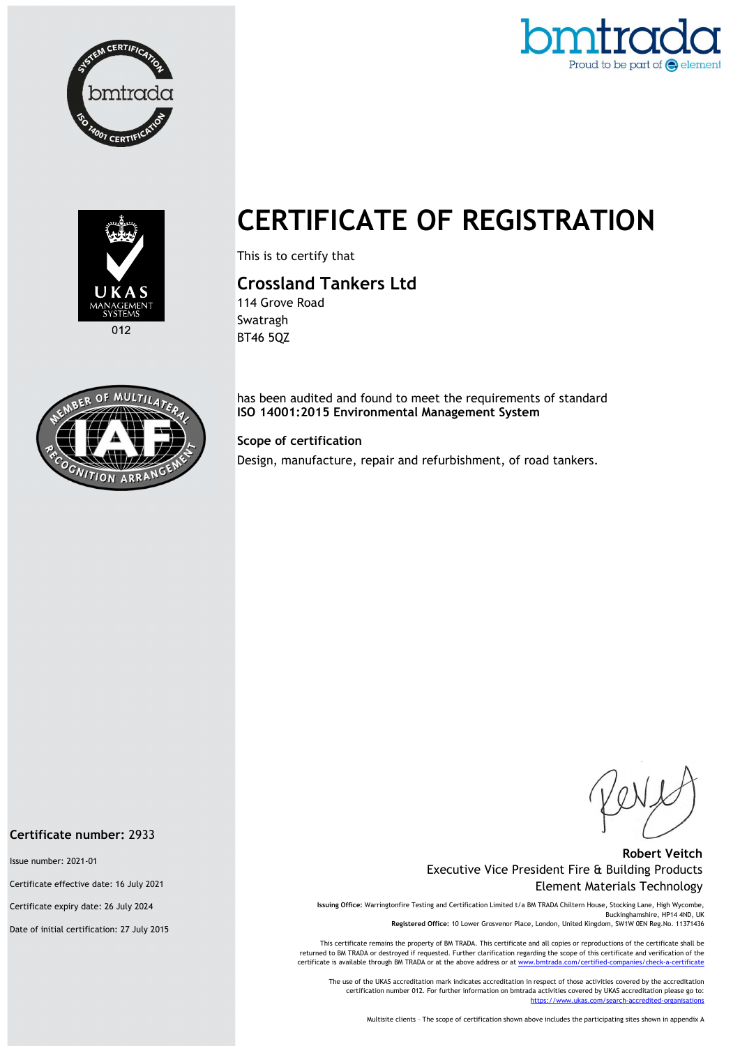# CERTIFICATE OF REGISTRATION

This is to certify that

## Crossland Tankers Ltd

114 Grove Road
Swatragh
BT46 5QZ

has been audited and found to meet the requirements of standard
**ISO 14001:2015 Environmental Management System**

**Scope of certification**

Design, manufacture, repair and refurbishment, of road tankers.

**Certificate number:** 2933

Issue number: 2021-01

Certificate effective date: 16 July 2021

Certificate expiry date: 26 July 2024

Date of initial certification: 27 July 2015

**Robert Veitch**
Executive Vice President Fire & Building Products
Element Materials Technology

**Issuing Office:** Warringtonfire Testing and Certification Limited t/a BM TRADA Chiltern House, Stocking Lane, High Wycombe, Buckinghamshire, HP14 4ND, UK
**Registered Office:** 10 Lower Grosvenor Place, London, United Kingdom, SW1W 0EN Reg.No. 11371436

This certificate remains the property of BM TRADA. This certificate and all copies or reproductions of the certificate shall be returned to BM TRADA or destroyed if requested. Further clarification regarding the scope of this certificate and verification of the certificate is available through BM TRADA or at the above address or at www.bmtrada.com/certified-companies/check-a-certificate

The use of the UKAS accreditation mark indicates accreditation in respect of those activities covered by the accreditation certification number 012. For further information on bmtrada activities covered by UKAS accreditation please go to: https://www.ukas.com/search-accredited-organisations

Multisite clients – The scope of certification shown above includes the participating sites shown in appendix A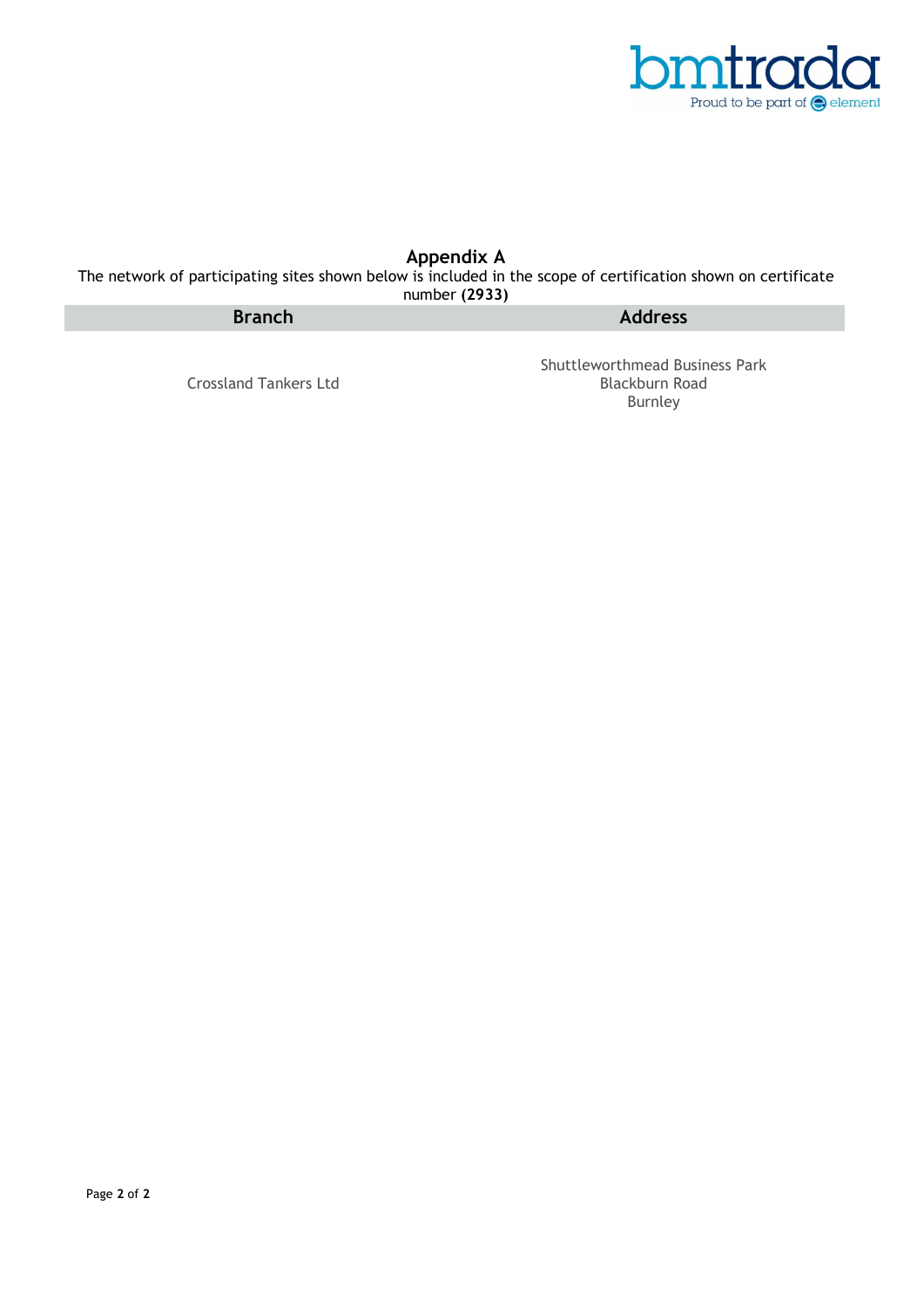## Appendix A

The network of participating sites shown below is included in the scope of certification shown on certificate number **(2933)**

| Branch | Address |
|---|---|
| Crossland Tankers Ltd | Shuttleworthmead Business Park<br>Blackburn Road<br>Burnley |